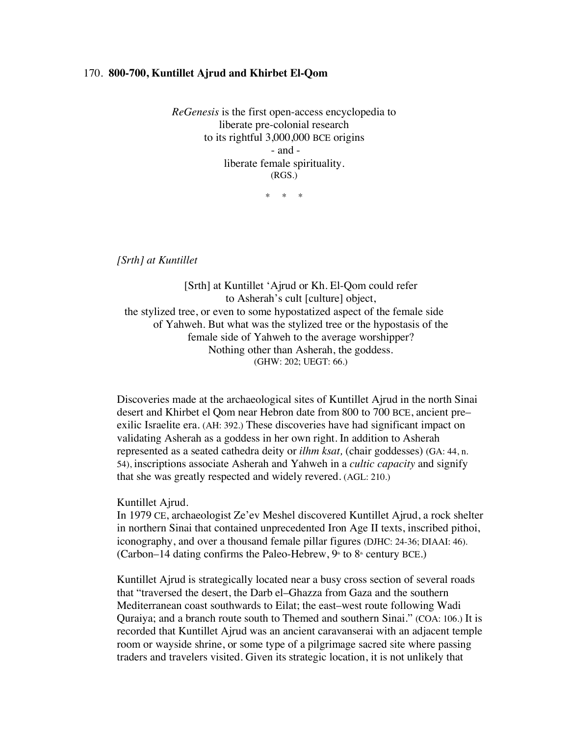170. **800-700, Kuntillet Ajrud and Khirbet El-Qom**

*ReGenesis* is the first open-access encyclopedia to
liberate pre-colonial research
to its rightful 3,000,000 BCE origins
- and -
liberate female spirituality.
(RGS.)

\* \* \*

*[Srth] at Kuntillet*

[Srth] at Kuntillet 'Ajrud or Kh. El-Qom could refer
to Asherah's cult [culture] object,
the stylized tree, or even to some hypostatized aspect of the female side
of Yahweh. But what was the stylized tree or the hypostasis of the
female side of Yahweh to the average worshipper?
Nothing other than Asherah, the goddess.
(GHW: 202; UEGT: 66.)

Discoveries made at the archaeological sites of Kuntillet Ajrud in the north Sinai desert and Khirbet el Qom near Hebron date from 800 to 700 BCE, ancient pre–exilic Israelite era. (AH: 392.) These discoveries have had significant impact on validating Asherah as a goddess in her own right. In addition to Asherah represented as a seated cathedra deity or *ilhm ksat,* (chair goddesses) (GA: 44, n. 54), inscriptions associate Asherah and Yahweh in a *cultic capacity* and signify that she was greatly respected and widely revered. (AGL: 210.)

Kuntillet Ajrud.
In 1979 CE, archaeologist Ze'ev Meshel discovered Kuntillet Ajrud, a rock shelter in northern Sinai that contained unprecedented Iron Age II texts, inscribed pithoi, iconography, and over a thousand female pillar figures (DJHC: 24-36; DIAAI: 46). (Carbon–14 dating confirms the Paleo-Hebrew, 9th to 8th century BCE.)

Kuntillet Ajrud is strategically located near a busy cross section of several roads that "traversed the desert, the Darb el–Ghazza from Gaza and the southern Mediterranean coast southwards to Eilat; the east–west route following Wadi Quraiya; and a branch route south to Themed and southern Sinai." (COA: 106.) It is recorded that Kuntillet Ajrud was an ancient caravanserai with an adjacent temple room or wayside shrine, or some type of a pilgrimage sacred site where passing traders and travelers visited. Given its strategic location, it is not unlikely that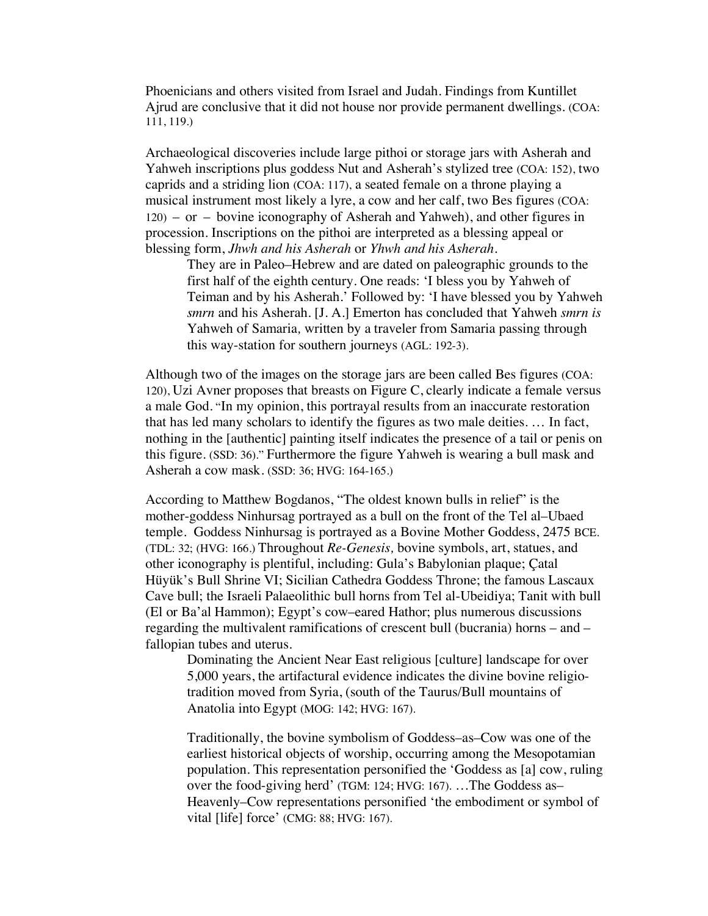Phoenicians and others visited from Israel and Judah. Findings from Kuntillet Ajrud are conclusive that it did not house nor provide permanent dwellings. (COA: 111, 119.)

Archaeological discoveries include large pithoi or storage jars with Asherah and Yahweh inscriptions plus goddess Nut and Asherah's stylized tree (COA: 152), two caprids and a striding lion (COA: 117), a seated female on a throne playing a musical instrument most likely a lyre, a cow and her calf, two Bes figures (COA: 120) – or – bovine iconography of Asherah and Yahweh), and other figures in procession. Inscriptions on the pithoi are interpreted as a blessing appeal or blessing form, *Jhwh and his Asherah* or *Yhwh and his Asherah*.

> They are in Paleo–Hebrew and are dated on paleographic grounds to the first half of the eighth century. One reads: 'I bless you by Yahweh of Teiman and by his Asherah.' Followed by: 'I have blessed you by Yahweh *smrn* and his Asherah. [J. A.] Emerton has concluded that Yahweh *smrn is* Yahweh of Samaria, written by a traveler from Samaria passing through this way-station for southern journeys (AGL: 192-3).

Although two of the images on the storage jars are been called Bes figures (COA: 120), Uzi Avner proposes that breasts on Figure C, clearly indicate a female versus a male God. "In my opinion, this portrayal results from an inaccurate restoration that has led many scholars to identify the figures as two male deities. … In fact, nothing in the [authentic] painting itself indicates the presence of a tail or penis on this figure. (SSD: 36)." Furthermore the figure Yahweh is wearing a bull mask and Asherah a cow mask. (SSD: 36; HVG: 164-165.)

According to Matthew Bogdanos, "The oldest known bulls in relief" is the mother-goddess Ninhursag portrayed as a bull on the front of the Tel al–Ubaed temple. Goddess Ninhursag is portrayed as a Bovine Mother Goddess, 2475 BCE. (TDL: 32; (HVG: 166.) Throughout *Re-Genesis,* bovine symbols, art, statues, and other iconography is plentiful, including: Gula's Babylonian plaque; Çatal Hüyük's Bull Shrine VI; Sicilian Cathedra Goddess Throne; the famous Lascaux Cave bull; the Israeli Palaeolithic bull horns from Tel al-Ubeidiya; Tanit with bull (El or Ba'al Hammon); Egypt's cow–eared Hathor; plus numerous discussions regarding the multivalent ramifications of crescent bull (bucrania) horns – and – fallopian tubes and uterus.

> Dominating the Ancient Near East religious [culture] landscape for over 5,000 years, the artifactural evidence indicates the divine bovine religio-tradition moved from Syria, (south of the Taurus/Bull mountains of Anatolia into Egypt (MOG: 142; HVG: 167).
>
> Traditionally, the bovine symbolism of Goddess–as–Cow was one of the earliest historical objects of worship, occurring among the Mesopotamian population. This representation personified the 'Goddess as [a] cow, ruling over the food-giving herd' (TGM: 124; HVG: 167). …The Goddess as–Heavenly–Cow representations personified 'the embodiment or symbol of vital [life] force' (CMG: 88; HVG: 167).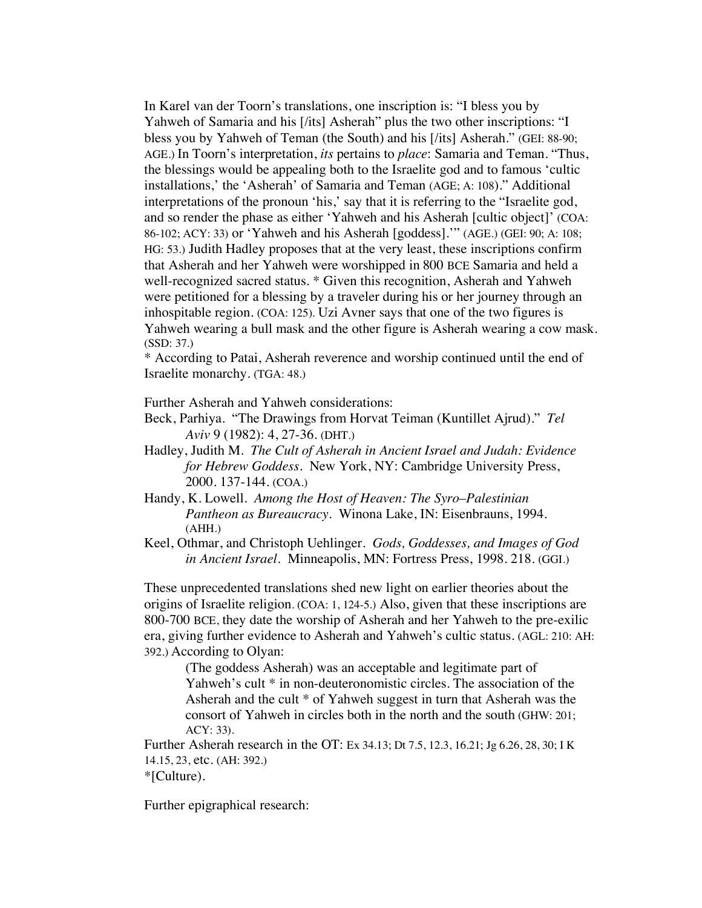In Karel van der Toorn's translations, one inscription is: "I bless you by Yahweh of Samaria and his [/its] Asherah" plus the two other inscriptions: "I bless you by Yahweh of Teman (the South) and his [/its] Asherah." (GEI: 88-90; AGE.) In Toorn's interpretation, *its* pertains to *place*: Samaria and Teman. "Thus, the blessings would be appealing both to the Israelite god and to famous 'cultic installations,' the 'Asherah' of Samaria and Teman (AGE; A: 108)." Additional interpretations of the pronoun 'his,' say that it is referring to the "Israelite god, and so render the phase as either 'Yahweh and his Asherah [cultic object]' (COA: 86-102; ACY: 33) or 'Yahweh and his Asherah [goddess].'" (AGE.) (GEI: 90; A: 108; HG: 53.) Judith Hadley proposes that at the very least, these inscriptions confirm that Asherah and her Yahweh were worshipped in 800 BCE Samaria and held a well-recognized sacred status. * Given this recognition, Asherah and Yahweh were petitioned for a blessing by a traveler during his or her journey through an inhospitable region. (COA: 125). Uzi Avner says that one of the two figures is Yahweh wearing a bull mask and the other figure is Asherah wearing a cow mask. (SSD: 37.)

* According to Patai, Asherah reverence and worship continued until the end of Israelite monarchy. (TGA: 48.)

Further Asherah and Yahweh considerations:

Beck, Parhiya. "The Drawings from Horvat Teiman (Kuntillet Ajrud)." *Tel Aviv* 9 (1982): 4, 27-36. (DHT.)

Hadley, Judith M. *The Cult of Asherah in Ancient Israel and Judah: Evidence for Hebrew Goddess*. New York, NY: Cambridge University Press, 2000. 137-144. (COA.)

Handy, K. Lowell. *Among the Host of Heaven: The Syro–Palestinian Pantheon as Bureaucracy*. Winona Lake, IN: Eisenbrauns, 1994. (AHH.)

Keel, Othmar, and Christoph Uehlinger. *Gods, Goddesses, and Images of God in Ancient Israel*. Minneapolis, MN: Fortress Press, 1998. 218. (GGI.)

These unprecedented translations shed new light on earlier theories about the origins of Israelite religion. (COA: 1, 124-5.) Also, given that these inscriptions are 800-700 BCE, they date the worship of Asherah and her Yahweh to the pre-exilic era, giving further evidence to Asherah and Yahweh's cultic status. (AGL: 210: AH: 392.) According to Olyan:

> (The goddess Asherah) was an acceptable and legitimate part of Yahweh's cult * in non-deuteronomistic circles. The association of the Asherah and the cult * of Yahweh suggest in turn that Asherah was the consort of Yahweh in circles both in the north and the south (GHW: 201; ACY: 33).

Further Asherah research in the OT: Ex 34.13; Dt 7.5, 12.3, 16.21; Jg 6.26, 28, 30; I K 14.15, 23, etc. (AH: 392.)

*[Culture).

Further epigraphical research: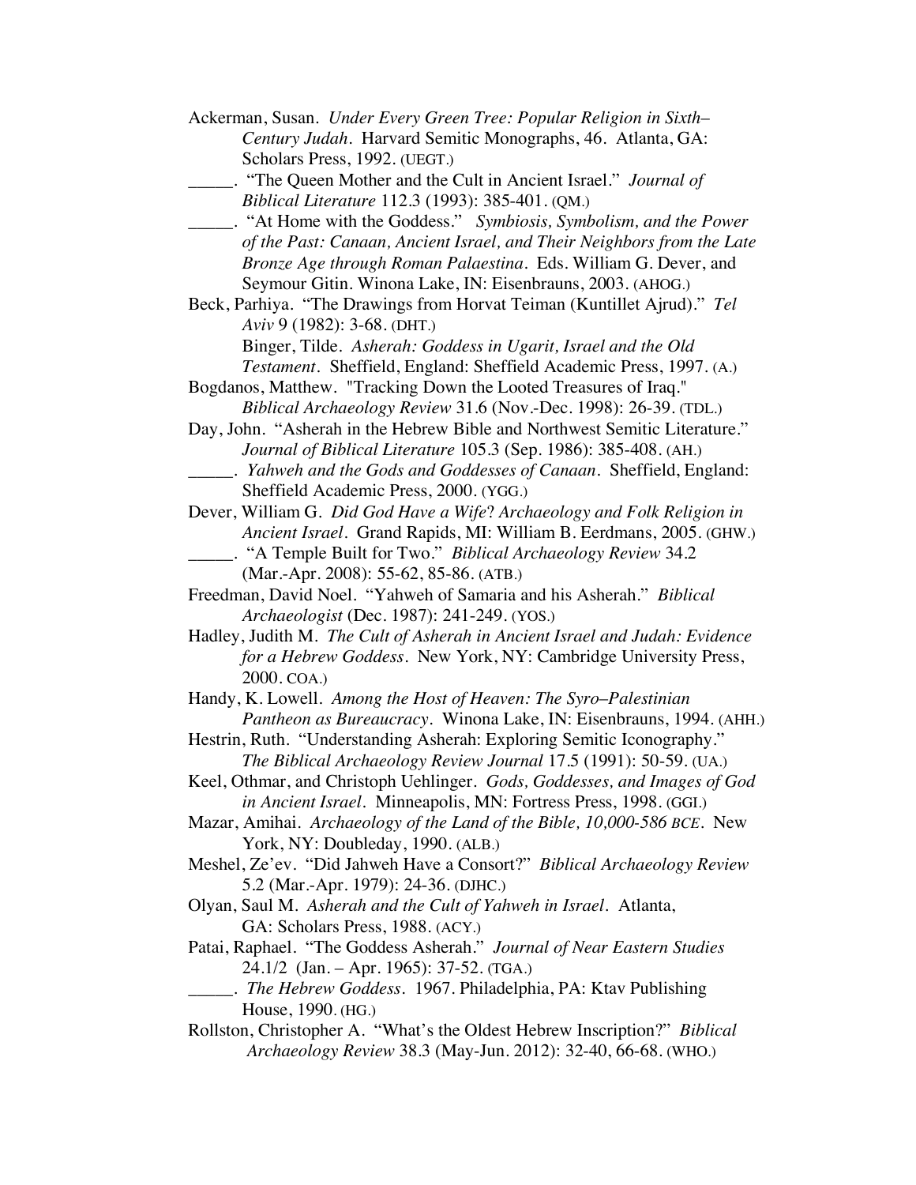Ackerman, Susan. *Under Every Green Tree: Popular Religion in Sixth–Century Judah*. Harvard Semitic Monographs, 46. Atlanta, GA: Scholars Press, 1992. (UEGT.)

_____. "The Queen Mother and the Cult in Ancient Israel." *Journal of Biblical Literature* 112.3 (1993): 385-401. (QM.)

_____. "At Home with the Goddess." *Symbiosis, Symbolism, and the Power of the Past: Canaan, Ancient Israel, and Their Neighbors from the Late Bronze Age through Roman Palaestina*. Eds. William G. Dever, and Seymour Gitin. Winona Lake, IN: Eisenbrauns, 2003. (AHOG.)

Beck, Parhiya. "The Drawings from Horvat Teiman (Kuntillet Ajrud)." *Tel Aviv* 9 (1982): 3-68. (DHT.)

Binger, Tilde. *Asherah: Goddess in Ugarit, Israel and the Old Testament*. Sheffield, England: Sheffield Academic Press, 1997. (A.)

Bogdanos, Matthew. "Tracking Down the Looted Treasures of Iraq." *Biblical Archaeology Review* 31.6 (Nov.-Dec. 1998): 26-39. (TDL.)

Day, John. "Asherah in the Hebrew Bible and Northwest Semitic Literature." *Journal of Biblical Literature* 105.3 (Sep. 1986): 385-408. (AH.)

_____. *Yahweh and the Gods and Goddesses of Canaan*. Sheffield, England: Sheffield Academic Press, 2000. (YGG.)

Dever, William G. *Did God Have a Wife? Archaeology and Folk Religion in Ancient Israel*. Grand Rapids, MI: William B. Eerdmans, 2005. (GHW.)

_____. "A Temple Built for Two." *Biblical Archaeology Review* 34.2 (Mar.-Apr. 2008): 55-62, 85-86. (ATB.)

Freedman, David Noel. "Yahweh of Samaria and his Asherah." *Biblical Archaeologist* (Dec. 1987): 241-249. (YOS.)

Hadley, Judith M. *The Cult of Asherah in Ancient Israel and Judah: Evidence for a Hebrew Goddess*. New York, NY: Cambridge University Press, 2000. COA.)

Handy, K. Lowell. *Among the Host of Heaven: The Syro–Palestinian Pantheon as Bureaucracy*. Winona Lake, IN: Eisenbrauns, 1994. (AHH.)

Hestrin, Ruth. "Understanding Asherah: Exploring Semitic Iconography." *The Biblical Archaeology Review Journal* 17.5 (1991): 50-59. (UA.)

Keel, Othmar, and Christoph Uehlinger. *Gods, Goddesses, and Images of God in Ancient Israel*. Minneapolis, MN: Fortress Press, 1998. (GGI.)

Mazar, Amihai. *Archaeology of the Land of the Bible, 10,000-586 BCE*. New York, NY: Doubleday, 1990. (ALB.)

Meshel, Ze'ev. "Did Jahweh Have a Consort?" *Biblical Archaeology Review* 5.2 (Mar.-Apr. 1979): 24-36. (DJHC.)

Olyan, Saul M. *Asherah and the Cult of Yahweh in Israel*. Atlanta, GA: Scholars Press, 1988. (ACY.)

Patai, Raphael. "The Goddess Asherah." *Journal of Near Eastern Studies* 24.1/2 (Jan. – Apr. 1965): 37-52. (TGA.)

_____. *The Hebrew Goddess*. 1967. Philadelphia, PA: Ktav Publishing House, 1990. (HG.)

Rollston, Christopher A. "What's the Oldest Hebrew Inscription?" *Biblical Archaeology Review* 38.3 (May-Jun. 2012): 32-40, 66-68. (WHO.)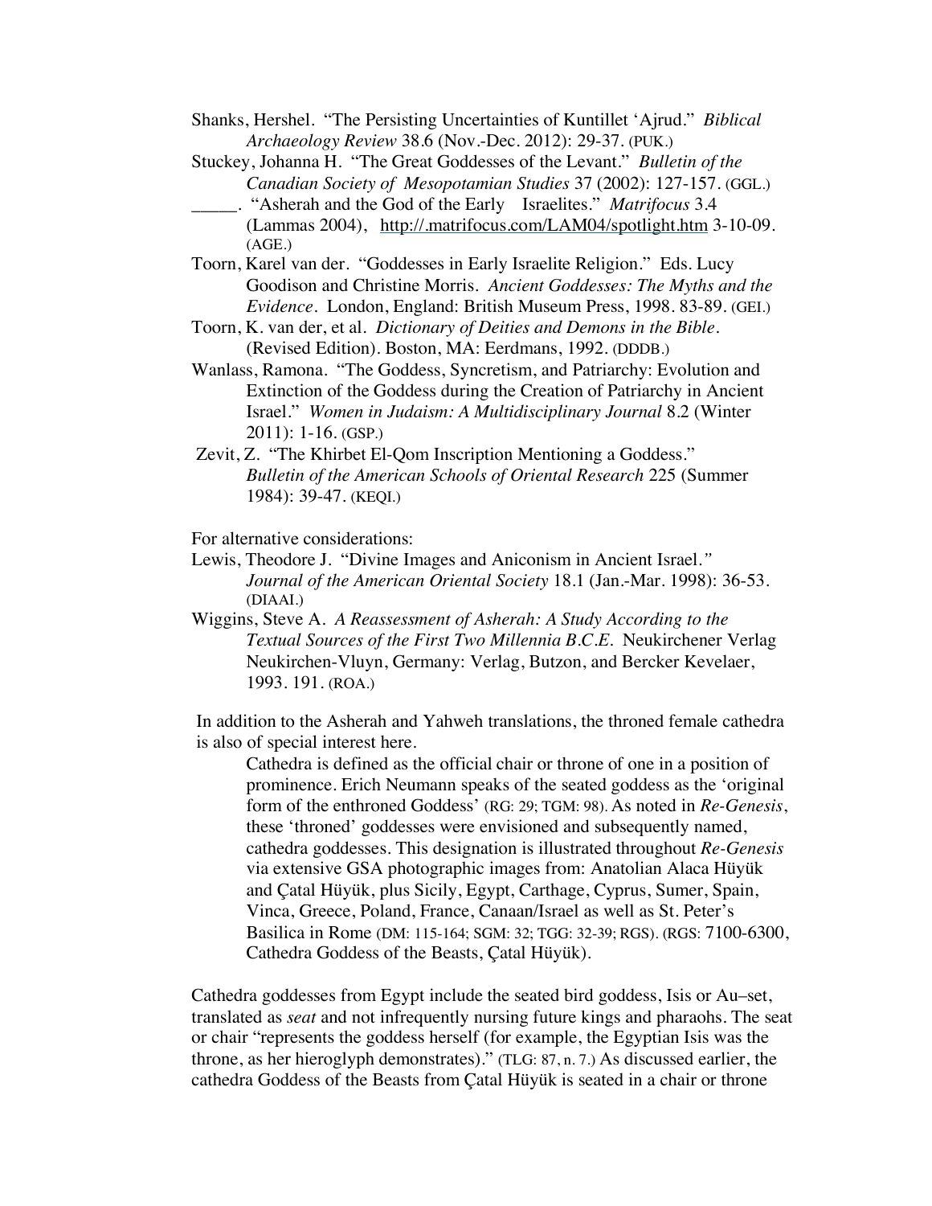Shanks, Hershel. "The Persisting Uncertainties of Kuntillet 'Ajrud." *Biblical Archaeology Review* 38.6 (Nov.-Dec. 2012): 29-37. (PUK.)

Stuckey, Johanna H. "The Great Goddesses of the Levant." *Bulletin of the Canadian Society of Mesopotamian Studies* 37 (2002): 127-157. (GGL.)

_____. "Asherah and the God of the Early Israelites." *Matrifocus* 3.4 (Lammas 2004), http://.matrifocus.com/LAM04/spotlight.htm 3-10-09. (AGE.)

Toorn, Karel van der. "Goddesses in Early Israelite Religion." Eds. Lucy Goodison and Christine Morris. *Ancient Goddesses: The Myths and the Evidence*. London, England: British Museum Press, 1998. 83-89. (GEI.)

Toorn, K. van der, et al. *Dictionary of Deities and Demons in the Bible*. (Revised Edition). Boston, MA: Eerdmans, 1992. (DDDB.)

Wanlass, Ramona. "The Goddess, Syncretism, and Patriarchy: Evolution and Extinction of the Goddess during the Creation of Patriarchy in Ancient Israel." *Women in Judaism: A Multidisciplinary Journal* 8.2 (Winter 2011): 1-16. (GSP.)

Zevit, Z. "The Khirbet El-Qom Inscription Mentioning a Goddess." *Bulletin of the American Schools of Oriental Research* 225 (Summer 1984): 39-47. (KEQI.)

For alternative considerations:

Lewis, Theodore J. "Divine Images and Aniconism in Ancient Israel." *Journal of the American Oriental Society* 18.1 (Jan.-Mar. 1998): 36-53. (DIAAI.)

Wiggins, Steve A. *A Reassessment of Asherah: A Study According to the Textual Sources of the First Two Millennia B.C.E.* Neukirchener Verlag Neukirchen-Vluyn, Germany: Verlag, Butzon, and Bercker Kevelaer, 1993. 191. (ROA.)

In addition to the Asherah and Yahweh translations, the throned female cathedra is also of special interest here.

> Cathedra is defined as the official chair or throne of one in a position of prominence. Erich Neumann speaks of the seated goddess as the 'original form of the enthroned Goddess' (RG: 29; TGM: 98). As noted in *Re-Genesis*, these 'throned' goddesses were envisioned and subsequently named, cathedra goddesses. This designation is illustrated throughout *Re-Genesis* via extensive GSA photographic images from: Anatolian Alaca Hüyük and Çatal Hüyük, plus Sicily, Egypt, Carthage, Cyprus, Sumer, Spain, Vinca, Greece, Poland, France, Canaan/Israel as well as St. Peter's Basilica in Rome (DM: 115-164; SGM: 32; TGG: 32-39; RGS). (RGS: 7100-6300, Cathedra Goddess of the Beasts, Çatal Hüyük).

Cathedra goddesses from Egypt include the seated bird goddess, Isis or Au–set, translated as *seat* and not infrequently nursing future kings and pharaohs. The seat or chair "represents the goddess herself (for example, the Egyptian Isis was the throne, as her hieroglyph demonstrates)." (TLG: 87, n. 7.) As discussed earlier, the cathedra Goddess of the Beasts from Çatal Hüyük is seated in a chair or throne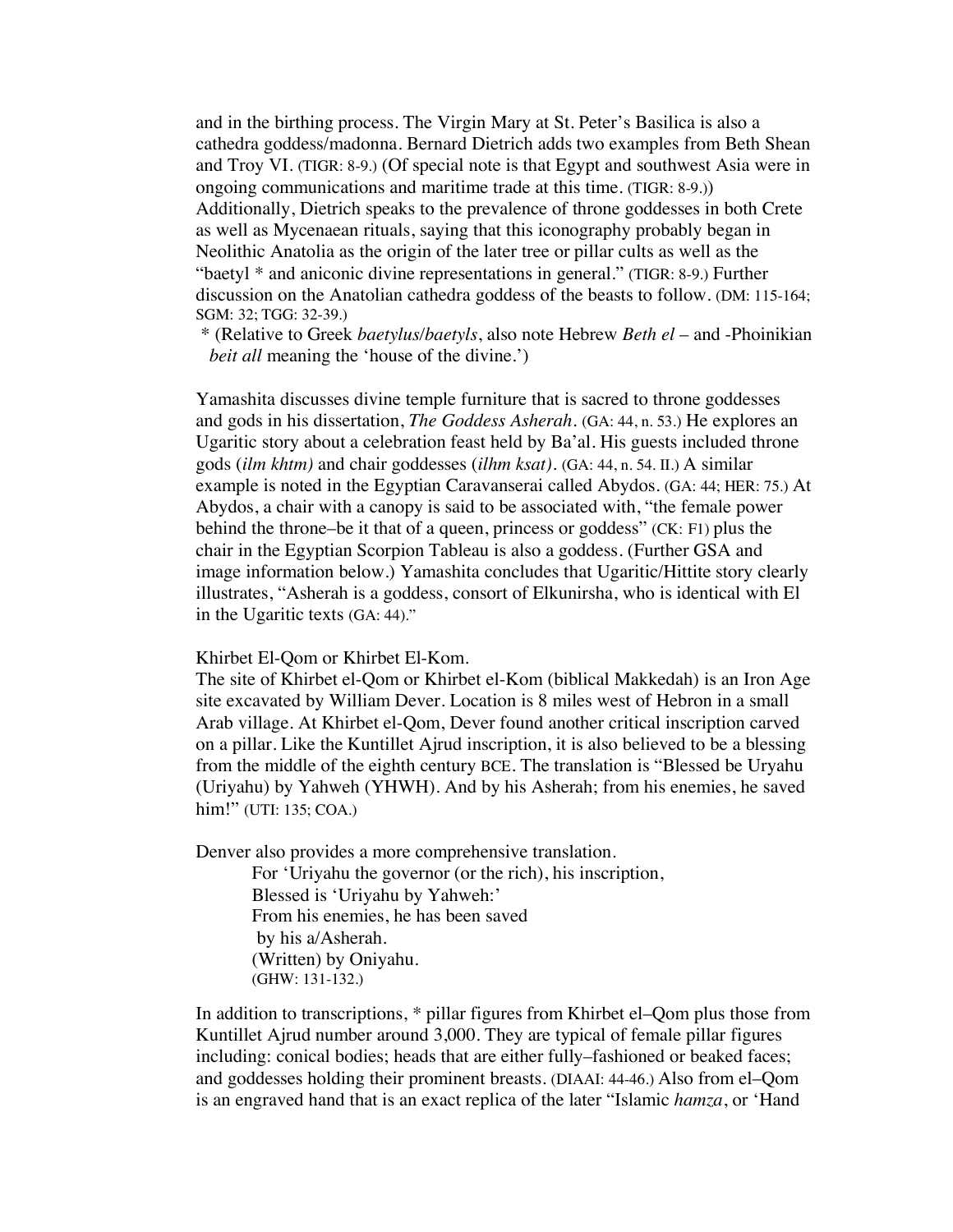and in the birthing process. The Virgin Mary at St. Peter's Basilica is also a cathedra goddess/madonna. Bernard Dietrich adds two examples from Beth Shean and Troy VI. (TIGR: 8-9.) (Of special note is that Egypt and southwest Asia were in ongoing communications and maritime trade at this time. (TIGR: 8-9.)) Additionally, Dietrich speaks to the prevalence of throne goddesses in both Crete as well as Mycenaean rituals, saying that this iconography probably began in Neolithic Anatolia as the origin of the later tree or pillar cults as well as the "baetyl * and aniconic divine representations in general." (TIGR: 8-9.) Further discussion on the Anatolian cathedra goddess of the beasts to follow. (DM: 115-164; SGM: 32; TGG: 32-39.)

\* (Relative to Greek *baetylus*/*baetyls*, also note Hebrew *Beth el* – and -Phoinikian *beit all* meaning the 'house of the divine.')

Yamashita discusses divine temple furniture that is sacred to throne goddesses and gods in his dissertation, *The Goddess Asherah*. (GA: 44, n. 53.) He explores an Ugaritic story about a celebration feast held by Ba'al. His guests included throne gods (*ilm khtm)* and chair goddesses (*ilhm ksat)*. (GA: 44, n. 54. II.) A similar example is noted in the Egyptian Caravanserai called Abydos. (GA: 44; HER: 75.) At Abydos, a chair with a canopy is said to be associated with, "the female power behind the throne–be it that of a queen, princess or goddess" (CK: F1) plus the chair in the Egyptian Scorpion Tableau is also a goddess. (Further GSA and image information below.) Yamashita concludes that Ugaritic/Hittite story clearly illustrates, "Asherah is a goddess, consort of Elkunirsha, who is identical with El in the Ugaritic texts (GA: 44)."

Khirbet El-Qom or Khirbet El-Kom.

The site of Khirbet el-Qom or Khirbet el-Kom (biblical Makkedah) is an Iron Age site excavated by William Dever. Location is 8 miles west of Hebron in a small Arab village. At Khirbet el-Qom, Dever found another critical inscription carved on a pillar. Like the Kuntillet Ajrud inscription, it is also believed to be a blessing from the middle of the eighth century BCE. The translation is "Blessed be Uryahu (Uriyahu) by Yahweh (YHWH). And by his Asherah; from his enemies, he saved him!" (UTI: 135; COA.)

Denver also provides a more comprehensive translation.

> For 'Uriyahu the governor (or the rich), his inscription,
> Blessed is 'Uriyahu by Yahweh:'
> From his enemies, he has been saved
> by his a/Asherah.
> (Written) by Oniyahu.
> (GHW: 131-132.)

In addition to transcriptions, * pillar figures from Khirbet el–Qom plus those from Kuntillet Ajrud number around 3,000. They are typical of female pillar figures including: conical bodies; heads that are either fully–fashioned or beaked faces; and goddesses holding their prominent breasts. (DIAAI: 44-46.) Also from el–Qom is an engraved hand that is an exact replica of the later "Islamic *hamza*, or 'Hand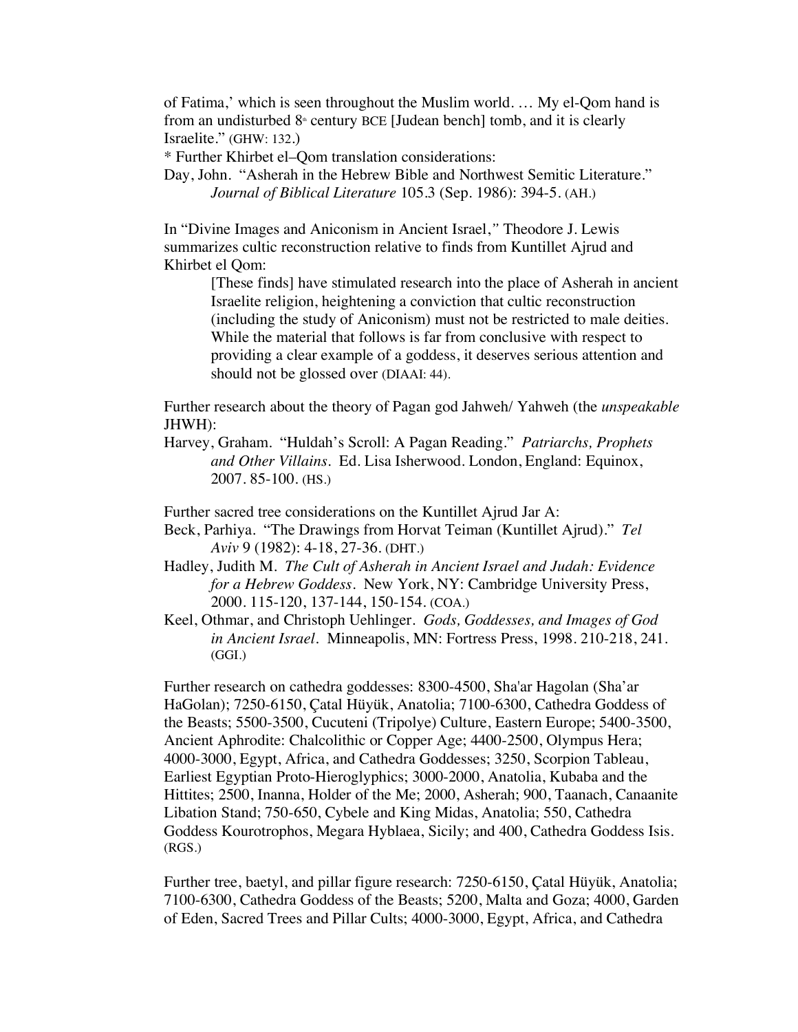of Fatima,' which is seen throughout the Muslim world. … My el-Qom hand is from an undisturbed 8th century BCE [Judean bench] tomb, and it is clearly Israelite." (GHW: 132.)

* Further Khirbet el–Qom translation considerations:

Day, John. "Asherah in the Hebrew Bible and Northwest Semitic Literature." *Journal of Biblical Literature* 105.3 (Sep. 1986): 394-5. (AH.)

In "Divine Images and Aniconism in Ancient Israel," Theodore J. Lewis summarizes cultic reconstruction relative to finds from Kuntillet Ajrud and Khirbet el Qom:

> [These finds] have stimulated research into the place of Asherah in ancient Israelite religion, heightening a conviction that cultic reconstruction (including the study of Aniconism) must not be restricted to male deities. While the material that follows is far from conclusive with respect to providing a clear example of a goddess, it deserves serious attention and should not be glossed over (DIAAI: 44).

Further research about the theory of Pagan god Jahweh/ Yahweh (the *unspeakable* JHWH):

Harvey, Graham. "Huldah's Scroll: A Pagan Reading." *Patriarchs, Prophets and Other Villains*. Ed. Lisa Isherwood. London, England: Equinox, 2007. 85-100. (HS.)

Further sacred tree considerations on the Kuntillet Ajrud Jar A:

Beck, Parhiya. "The Drawings from Horvat Teiman (Kuntillet Ajrud)." *Tel Aviv* 9 (1982): 4-18, 27-36. (DHT.)

Hadley, Judith M. *The Cult of Asherah in Ancient Israel and Judah: Evidence for a Hebrew Goddess*. New York, NY: Cambridge University Press, 2000. 115-120, 137-144, 150-154. (COA.)

Keel, Othmar, and Christoph Uehlinger. *Gods, Goddesses, and Images of God in Ancient Israel*. Minneapolis, MN: Fortress Press, 1998. 210-218, 241. (GGI.)

Further research on cathedra goddesses: 8300-4500, Sha'ar Hagolan (Sha'ar HaGolan); 7250-6150, Çatal Hüyük, Anatolia; 7100-6300, Cathedra Goddess of the Beasts; 5500-3500, Cucuteni (Tripolye) Culture, Eastern Europe; 5400-3500, Ancient Aphrodite: Chalcolithic or Copper Age; 4400-2500, Olympus Hera; 4000-3000, Egypt, Africa, and Cathedra Goddesses; 3250, Scorpion Tableau, Earliest Egyptian Proto-Hieroglyphics; 3000-2000, Anatolia, Kubaba and the Hittites; 2500, Inanna, Holder of the Me; 2000, Asherah; 900, Taanach, Canaanite Libation Stand; 750-650, Cybele and King Midas, Anatolia; 550, Cathedra Goddess Kourotrophos, Megara Hyblaea, Sicily; and 400, Cathedra Goddess Isis. (RGS.)

Further tree, baetyl, and pillar figure research: 7250-6150, Çatal Hüyük, Anatolia; 7100-6300, Cathedra Goddess of the Beasts; 5200, Malta and Goza; 4000, Garden of Eden, Sacred Trees and Pillar Cults; 4000-3000, Egypt, Africa, and Cathedra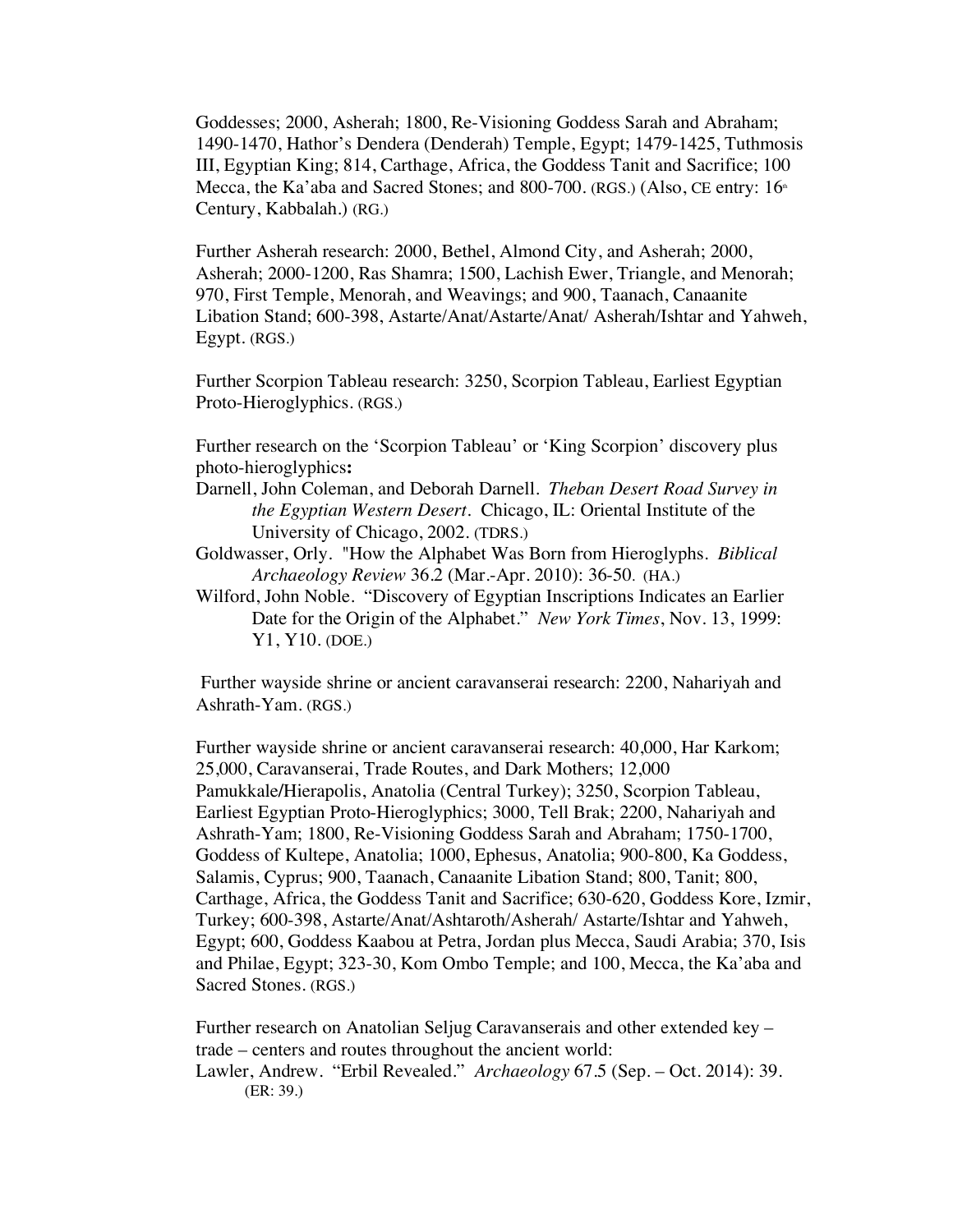Goddesses; 2000, Asherah; 1800, Re-Visioning Goddess Sarah and Abraham; 1490-1470, Hathor's Dendera (Denderah) Temple, Egypt; 1479-1425, Tuthmosis III, Egyptian King; 814, Carthage, Africa, the Goddess Tanit and Sacrifice; 100 Mecca, the Ka'aba and Sacred Stones; and 800-700. (RGS.) (Also, CE entry: 16th Century, Kabbalah.) (RG.)

Further Asherah research: 2000, Bethel, Almond City, and Asherah; 2000, Asherah; 2000-1200, Ras Shamra; 1500, Lachish Ewer, Triangle, and Menorah; 970, First Temple, Menorah, and Weavings; and 900, Taanach, Canaanite Libation Stand; 600-398, Astarte/Anat/Astarte/Anat/ Asherah/Ishtar and Yahweh, Egypt. (RGS.)

Further Scorpion Tableau research: 3250, Scorpion Tableau, Earliest Egyptian Proto-Hieroglyphics. (RGS.)

Further research on the 'Scorpion Tableau' or 'King Scorpion' discovery plus photo-hieroglyphics**:**

Darnell, John Coleman, and Deborah Darnell. *Theban Desert Road Survey in the Egyptian Western Desert*. Chicago, IL: Oriental Institute of the University of Chicago, 2002. (TDRS.)

Goldwasser, Orly. "How the Alphabet Was Born from Hieroglyphs. *Biblical Archaeology Review* 36.2 (Mar.-Apr. 2010): 36-50. (HA.)

Wilford, John Noble. "Discovery of Egyptian Inscriptions Indicates an Earlier Date for the Origin of the Alphabet." *New York Times*, Nov. 13, 1999: Y1, Y10. (DOE.)

Further wayside shrine or ancient caravanserai research: 2200, Nahariyah and Ashrath-Yam. (RGS.)

Further wayside shrine or ancient caravanserai research: 40,000, Har Karkom; 25,000, Caravanserai, Trade Routes, and Dark Mothers; 12,000 Pamukkale/Hierapolis, Anatolia (Central Turkey); 3250, Scorpion Tableau, Earliest Egyptian Proto-Hieroglyphics; 3000, Tell Brak; 2200, Nahariyah and Ashrath-Yam; 1800, Re-Visioning Goddess Sarah and Abraham; 1750-1700, Goddess of Kultepe, Anatolia; 1000, Ephesus, Anatolia; 900-800, Ka Goddess, Salamis, Cyprus; 900, Taanach, Canaanite Libation Stand; 800, Tanit; 800, Carthage, Africa, the Goddess Tanit and Sacrifice; 630-620, Goddess Kore, Izmir, Turkey; 600-398, Astarte/Anat/Ashtaroth/Asherah/ Astarte/Ishtar and Yahweh, Egypt; 600, Goddess Kaabou at Petra, Jordan plus Mecca, Saudi Arabia; 370, Isis and Philae, Egypt; 323-30, Kom Ombo Temple; and 100, Mecca, the Ka'aba and Sacred Stones. (RGS.)

Further research on Anatolian Seljug Caravanserais and other extended key – trade – centers and routes throughout the ancient world:

Lawler, Andrew. "Erbil Revealed." *Archaeology* 67.5 (Sep. – Oct. 2014): 39. (ER: 39.)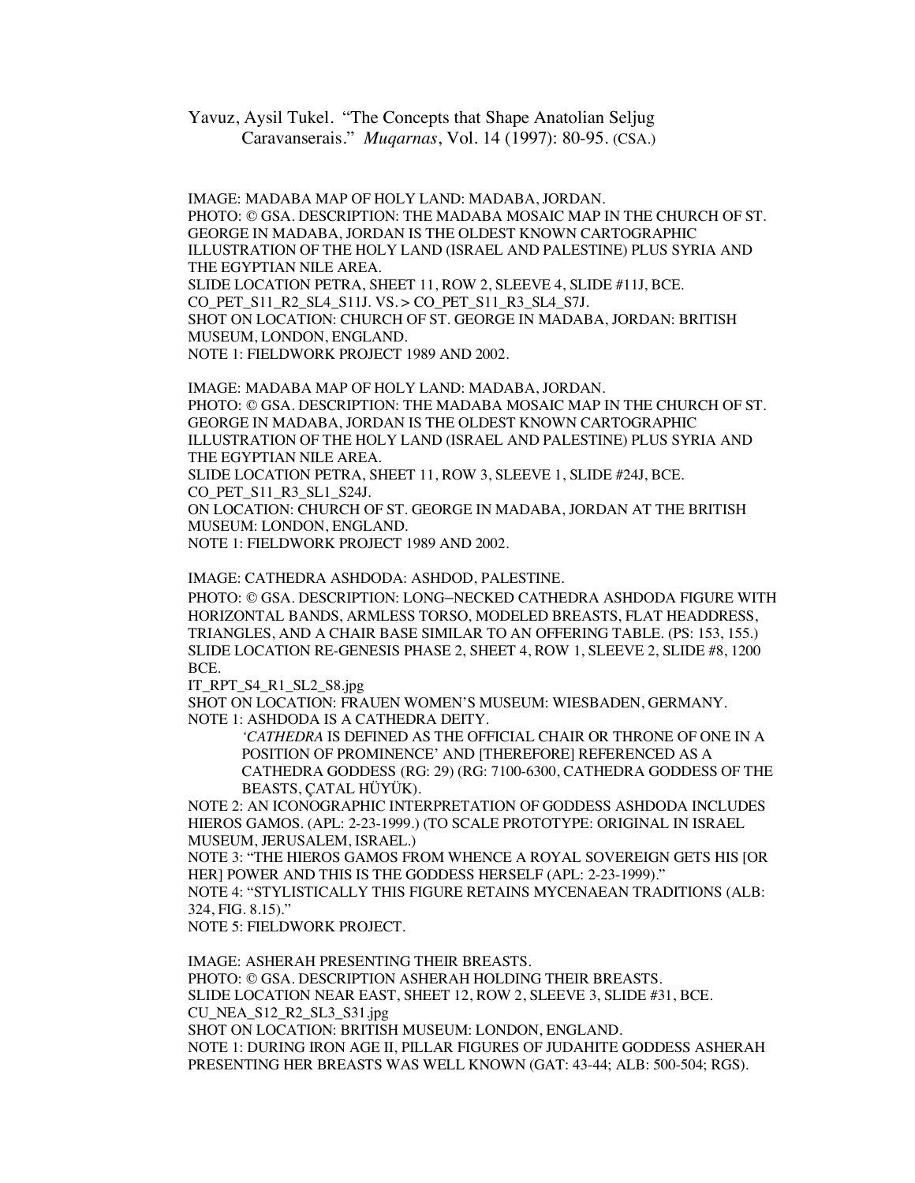Yavuz, Aysil Tukel. "The Concepts that Shape Anatolian Seljug Caravanserais." *Muqarnas*, Vol. 14 (1997): 80-95. (CSA.)

IMAGE: MADABA MAP OF HOLY LAND: MADABA, JORDAN.
PHOTO: © GSA. DESCRIPTION: THE MADABA MOSAIC MAP IN THE CHURCH OF ST. GEORGE IN MADABA, JORDAN IS THE OLDEST KNOWN CARTOGRAPHIC ILLUSTRATION OF THE HOLY LAND (ISRAEL AND PALESTINE) PLUS SYRIA AND THE EGYPTIAN NILE AREA.
SLIDE LOCATION PETRA, SHEET 11, ROW 2, SLEEVE 4, SLIDE #11J, BCE.
CO_PET_S11_R2_SL4_S11J. VS. > CO_PET_S11_R3_SL4_S7J.
SHOT ON LOCATION: CHURCH OF ST. GEORGE IN MADABA, JORDAN: BRITISH MUSEUM, LONDON, ENGLAND.
NOTE 1: FIELDWORK PROJECT 1989 AND 2002.

IMAGE: MADABA MAP OF HOLY LAND: MADABA, JORDAN.
PHOTO: © GSA. DESCRIPTION: THE MADABA MOSAIC MAP IN THE CHURCH OF ST. GEORGE IN MADABA, JORDAN IS THE OLDEST KNOWN CARTOGRAPHIC ILLUSTRATION OF THE HOLY LAND (ISRAEL AND PALESTINE) PLUS SYRIA AND THE EGYPTIAN NILE AREA.
SLIDE LOCATION PETRA, SHEET 11, ROW 3, SLEEVE 1, SLIDE #24J, BCE.
CO_PET_S11_R3_SL1_S24J.
ON LOCATION: CHURCH OF ST. GEORGE IN MADABA, JORDAN AT THE BRITISH MUSEUM: LONDON, ENGLAND.
NOTE 1: FIELDWORK PROJECT 1989 AND 2002.

IMAGE: CATHEDRA ASHDODA: ASHDOD, PALESTINE.
PHOTO: © GSA. DESCRIPTION: LONG–NECKED CATHEDRA ASHDODA FIGURE WITH HORIZONTAL BANDS, ARMLESS TORSO, MODELED BREASTS, FLAT HEADDRESS, TRIANGLES, AND A CHAIR BASE SIMILAR TO AN OFFERING TABLE. (PS: 153, 155.)
SLIDE LOCATION RE-GENESIS PHASE 2, SHEET 4, ROW 1, SLEEVE 2, SLIDE #8, 1200 BCE.
IT_RPT_S4_R1_SL2_S8.jpg
SHOT ON LOCATION: FRAUEN WOMEN'S MUSEUM: WIESBADEN, GERMANY.
NOTE 1: ASHDODA IS A CATHEDRA DEITY.

> '*CATHEDRA* IS DEFINED AS THE OFFICIAL CHAIR OR THRONE OF ONE IN A POSITION OF PROMINENCE' AND [THEREFORE] REFERENCED AS A CATHEDRA GODDESS (RG: 29) (RG: 7100-6300, CATHEDRA GODDESS OF THE BEASTS, ÇATAL HÜYÜK).

NOTE 2: AN ICONOGRAPHIC INTERPRETATION OF GODDESS ASHDODA INCLUDES HIEROS GAMOS. (APL: 2-23-1999.) (TO SCALE PROTOTYPE: ORIGINAL IN ISRAEL MUSEUM, JERUSALEM, ISRAEL.)
NOTE 3: "THE HIEROS GAMOS FROM WHENCE A ROYAL SOVEREIGN GETS HIS [OR HER] POWER AND THIS IS THE GODDESS HERSELF (APL: 2-23-1999)."
NOTE 4: "STYLISTICALLY THIS FIGURE RETAINS MYCENAEAN TRADITIONS (ALB: 324, FIG. 8.15)."
NOTE 5: FIELDWORK PROJECT.

IMAGE: ASHERAH PRESENTING THEIR BREASTS.
PHOTO: © GSA. DESCRIPTION ASHERAH HOLDING THEIR BREASTS.
SLIDE LOCATION NEAR EAST, SHEET 12, ROW 2, SLEEVE 3, SLIDE #31, BCE.
CU_NEA_S12_R2_SL3_S31.jpg
SHOT ON LOCATION: BRITISH MUSEUM: LONDON, ENGLAND.
NOTE 1: DURING IRON AGE II, PILLAR FIGURES OF JUDAHITE GODDESS ASHERAH PRESENTING HER BREASTS WAS WELL KNOWN (GAT: 43-44; ALB: 500-504; RGS).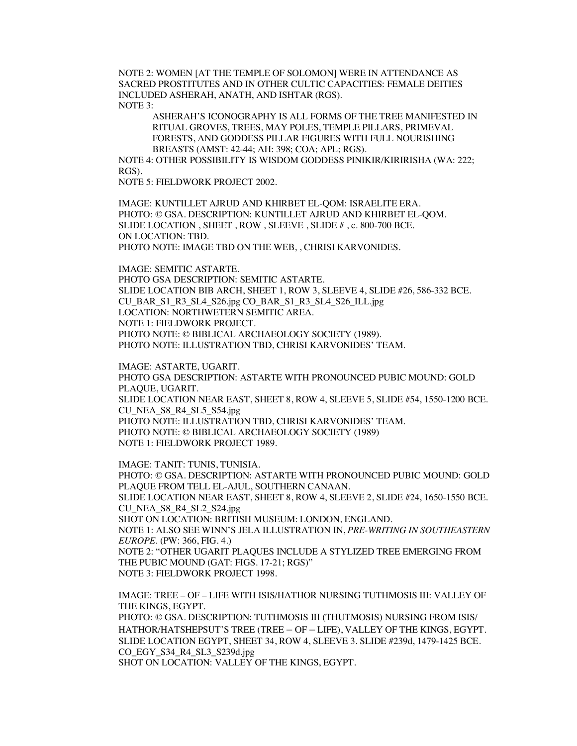NOTE 2: WOMEN [AT THE TEMPLE OF SOLOMON] WERE IN ATTENDANCE AS SACRED PROSTITUTES AND IN OTHER CULTIC CAPACITIES: FEMALE DEITIES INCLUDED ASHERAH, ANATH, AND ISHTAR (RGS).

NOTE 3:

> ASHERAH'S ICONOGRAPHY IS ALL FORMS OF THE TREE MANIFESTED IN RITUAL GROVES, TREES, MAY POLES, TEMPLE PILLARS, PRIMEVAL FORESTS, AND GODDESS PILLAR FIGURES WITH FULL NOURISHING BREASTS (AMST: 42-44; AH: 398; COA; APL; RGS).

NOTE 4: OTHER POSSIBILITY IS WISDOM GODDESS PINIKIR/KIRIRISHA (WA: 222; RGS).

NOTE 5: FIELDWORK PROJECT 2002.

IMAGE: KUNTILLET AJRUD AND KHIRBET EL-QOM: ISRAELITE ERA.
PHOTO: © GSA. DESCRIPTION: KUNTILLET AJRUD AND KHIRBET EL-QOM.
SLIDE LOCATION , SHEET , ROW , SLEEVE , SLIDE # , c. 800-700 BCE.
ON LOCATION: TBD.
PHOTO NOTE: IMAGE TBD ON THE WEB, , CHRISI KARVONIDES.

IMAGE: SEMITIC ASTARTE.
PHOTO GSA DESCRIPTION: SEMITIC ASTARTE.
SLIDE LOCATION BIB ARCH, SHEET 1, ROW 3, SLEEVE 4, SLIDE #26, 586-332 BCE.
CU_BAR_S1_R3_SL4_S26.jpg CO_BAR_S1_R3_SL4_S26_ILL.jpg
LOCATION: NORTHWETERN SEMITIC AREA.
NOTE 1: FIELDWORK PROJECT.
PHOTO NOTE: © BIBLICAL ARCHAEOLOGY SOCIETY (1989).
PHOTO NOTE: ILLUSTRATION TBD, CHRISI KARVONIDES' TEAM.

IMAGE: ASTARTE, UGARIT.
PHOTO GSA DESCRIPTION: ASTARTE WITH PRONOUNCED PUBIC MOUND: GOLD PLAQUE, UGARIT.
SLIDE LOCATION NEAR EAST, SHEET 8, ROW 4, SLEEVE 5, SLIDE #54, 1550-1200 BCE.
CU_NEA_S8_R4_SL5_S54.jpg
PHOTO NOTE: ILLUSTRATION TBD, CHRISI KARVONIDES' TEAM.
PHOTO NOTE: © BIBLICAL ARCHAEOLOGY SOCIETY (1989)
NOTE 1: FIELDWORK PROJECT 1989.

IMAGE: TANIT: TUNIS, TUNISIA.
PHOTO: © GSA. DESCRIPTION: ASTARTE WITH PRONOUNCED PUBIC MOUND: GOLD PLAQUE FROM TELL EL-AJUL, SOUTHERN CANAAN.
SLIDE LOCATION NEAR EAST, SHEET 8, ROW 4, SLEEVE 2, SLIDE #24, 1650-1550 BCE.
CU_NEA_S8_R4_SL2_S24.jpg
SHOT ON LOCATION: BRITISH MUSEUM: LONDON, ENGLAND.
NOTE 1: ALSO SEE WINN'S JELA ILLUSTRATION IN, *PRE-WRITING IN SOUTHEASTERN EUROPE*. (PW: 366, FIG. 4.)
NOTE 2: "OTHER UGARIT PLAQUES INCLUDE A STYLIZED TREE EMERGING FROM THE PUBIC MOUND (GAT: FIGS. 17-21; RGS)"
NOTE 3: FIELDWORK PROJECT 1998.

IMAGE: TREE – OF – LIFE WITH ISIS/HATHOR NURSING TUTHMOSIS III: VALLEY OF THE KINGS, EGYPT.
PHOTO: © GSA. DESCRIPTION: TUTHMOSIS III (THUTMOSIS) NURSING FROM ISIS/ HATHOR/HATSHEPSUT'S TREE (TREE – OF – LIFE), VALLEY OF THE KINGS, EGYPT.
SLIDE LOCATION EGYPT, SHEET 34, ROW 4, SLEEVE 3. SLIDE #239d, 1479-1425 BCE.
CO_EGY_S34_R4_SL3_S239d.jpg
SHOT ON LOCATION: VALLEY OF THE KINGS, EGYPT.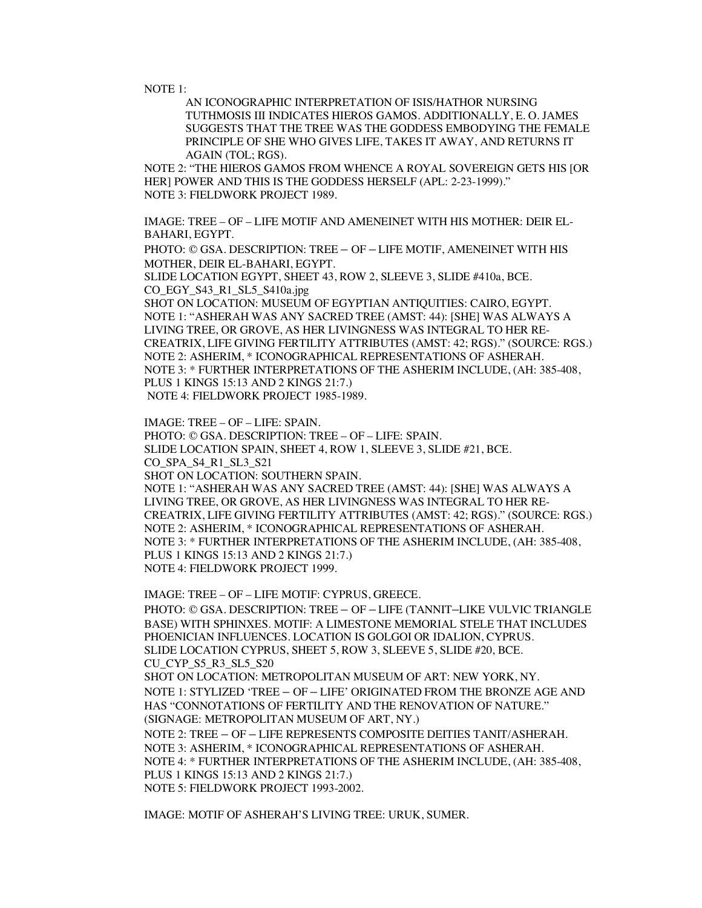NOTE 1:

AN ICONOGRAPHIC INTERPRETATION OF ISIS/HATHOR NURSING TUTHMOSIS III INDICATES HIEROS GAMOS. ADDITIONALLY, E. O. JAMES SUGGESTS THAT THE TREE WAS THE GODDESS EMBODYING THE FEMALE PRINCIPLE OF SHE WHO GIVES LIFE, TAKES IT AWAY, AND RETURNS IT AGAIN (TOL; RGS).

NOTE 2: "THE HIEROS GAMOS FROM WHENCE A ROYAL SOVEREIGN GETS HIS [OR HER] POWER AND THIS IS THE GODDESS HERSELF (APL: 2-23-1999)."
NOTE 3: FIELDWORK PROJECT 1989.

IMAGE: TREE – OF – LIFE MOTIF AND AMENEINET WITH HIS MOTHER: DEIR EL-BAHARI, EGYPT.
PHOTO: © GSA. DESCRIPTION: TREE – OF – LIFE MOTIF, AMENEINET WITH HIS MOTHER, DEIR EL-BAHARI, EGYPT.
SLIDE LOCATION EGYPT, SHEET 43, ROW 2, SLEEVE 3, SLIDE #410a, BCE.
CO_EGY_S43_R1_SL5_S410a.jpg
SHOT ON LOCATION: MUSEUM OF EGYPTIAN ANTIQUITIES: CAIRO, EGYPT.
NOTE 1: "ASHERAH WAS ANY SACRED TREE (AMST: 44): [SHE] WAS ALWAYS A LIVING TREE, OR GROVE, AS HER LIVINGNESS WAS INTEGRAL TO HER RE-CREATRIX, LIFE GIVING FERTILITY ATTRIBUTES (AMST: 42; RGS)." (SOURCE: RGS.)
NOTE 2: ASHERIM, * ICONOGRAPHICAL REPRESENTATIONS OF ASHERAH.
NOTE 3: * FURTHER INTERPRETATIONS OF THE ASHERIM INCLUDE, (AH: 385-408, PLUS 1 KINGS 15:13 AND 2 KINGS 21:7.)
NOTE 4: FIELDWORK PROJECT 1985-1989.

IMAGE: TREE – OF – LIFE: SPAIN.
PHOTO: © GSA. DESCRIPTION: TREE – OF – LIFE: SPAIN.
SLIDE LOCATION SPAIN, SHEET 4, ROW 1, SLEEVE 3, SLIDE #21, BCE.
CO_SPA_S4_R1_SL3_S21
SHOT ON LOCATION: SOUTHERN SPAIN.
NOTE 1: "ASHERAH WAS ANY SACRED TREE (AMST: 44): [SHE] WAS ALWAYS A LIVING TREE, OR GROVE, AS HER LIVINGNESS WAS INTEGRAL TO HER RE-CREATRIX, LIFE GIVING FERTILITY ATTRIBUTES (AMST: 42; RGS)." (SOURCE: RGS.)
NOTE 2: ASHERIM, * ICONOGRAPHICAL REPRESENTATIONS OF ASHERAH.
NOTE 3: * FURTHER INTERPRETATIONS OF THE ASHERIM INCLUDE, (AH: 385-408, PLUS 1 KINGS 15:13 AND 2 KINGS 21:7.)
NOTE 4: FIELDWORK PROJECT 1999.

IMAGE: TREE – OF – LIFE MOTIF: CYPRUS, GREECE.
PHOTO: © GSA. DESCRIPTION: TREE – OF – LIFE (TANNIT–LIKE VULVIC TRIANGLE BASE) WITH SPHINXES. MOTIF: A LIMESTONE MEMORIAL STELE THAT INCLUDES PHOENICIAN INFLUENCES. LOCATION IS GOLGOI OR IDALION, CYPRUS.
SLIDE LOCATION CYPRUS, SHEET 5, ROW 3, SLEEVE 5, SLIDE #20, BCE.
CU_CYP_S5_R3_SL5_S20
SHOT ON LOCATION: METROPOLITAN MUSEUM OF ART: NEW YORK, NY.
NOTE 1: STYLIZED 'TREE – OF – LIFE' ORIGINATED FROM THE BRONZE AGE AND HAS "CONNOTATIONS OF FERTILITY AND THE RENOVATION OF NATURE." (SIGNAGE: METROPOLITAN MUSEUM OF ART, NY.)
NOTE 2: TREE – OF – LIFE REPRESENTS COMPOSITE DEITIES TANIT/ASHERAH.
NOTE 3: ASHERIM, * ICONOGRAPHICAL REPRESENTATIONS OF ASHERAH.
NOTE 4: * FURTHER INTERPRETATIONS OF THE ASHERIM INCLUDE, (AH: 385-408, PLUS 1 KINGS 15:13 AND 2 KINGS 21:7.)
NOTE 5: FIELDWORK PROJECT 1993-2002.

IMAGE: MOTIF OF ASHERAH'S LIVING TREE: URUK, SUMER.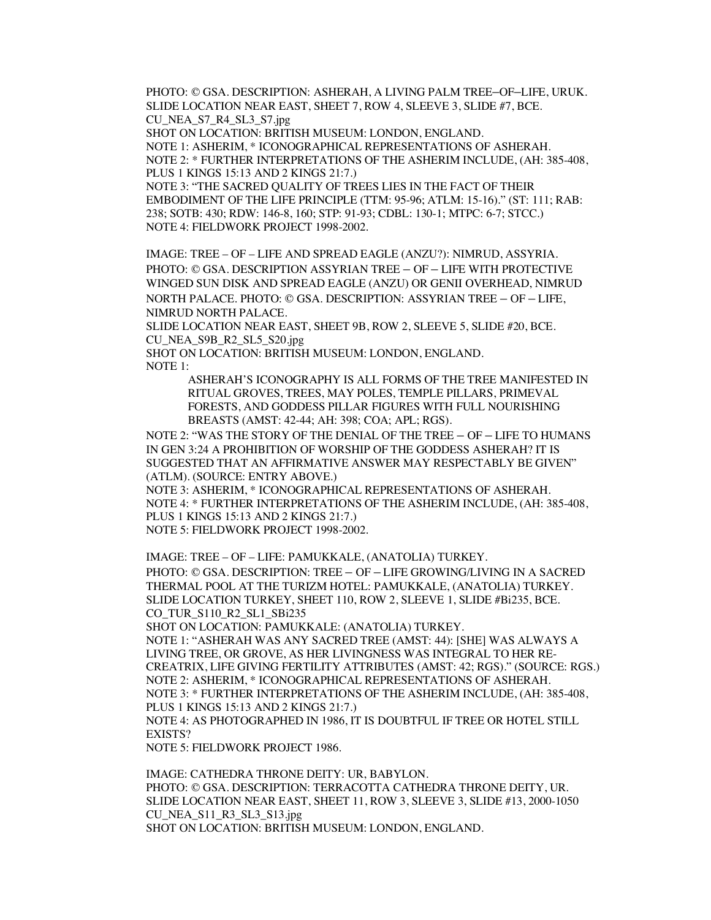PHOTO: © GSA. DESCRIPTION: ASHERAH, A LIVING PALM TREE–OF–LIFE, URUK.
SLIDE LOCATION NEAR EAST, SHEET 7, ROW 4, SLEEVE 3, SLIDE #7, BCE.
CU_NEA_S7_R4_SL3_S7.jpg
SHOT ON LOCATION: BRITISH MUSEUM: LONDON, ENGLAND.
NOTE 1: ASHERIM, * ICONOGRAPHICAL REPRESENTATIONS OF ASHERAH.
NOTE 2: * FURTHER INTERPRETATIONS OF THE ASHERIM INCLUDE, (AH: 385-408, PLUS 1 KINGS 15:13 AND 2 KINGS 21:7.)
NOTE 3: "THE SACRED QUALITY OF TREES LIES IN THE FACT OF THEIR EMBODIMENT OF THE LIFE PRINCIPLE (TTM: 95-96; ATLM: 15-16)." (ST: 111; RAB: 238; SOTB: 430; RDW: 146-8, 160; STP: 91-93; CDBL: 130-1; MTPC: 6-7; STCC.)
NOTE 4: FIELDWORK PROJECT 1998-2002.

IMAGE: TREE – OF – LIFE AND SPREAD EAGLE (ANZU?): NIMRUD, ASSYRIA.
PHOTO: © GSA. DESCRIPTION ASSYRIAN TREE – OF – LIFE WITH PROTECTIVE WINGED SUN DISK AND SPREAD EAGLE (ANZU) OR GENII OVERHEAD, NIMRUD NORTH PALACE. PHOTO: © GSA. DESCRIPTION: ASSYRIAN TREE – OF – LIFE, NIMRUD NORTH PALACE.
SLIDE LOCATION NEAR EAST, SHEET 9B, ROW 2, SLEEVE 5, SLIDE #20, BCE.
CU_NEA_S9B_R2_SL5_S20.jpg
SHOT ON LOCATION: BRITISH MUSEUM: LONDON, ENGLAND.
NOTE 1:

> ASHERAH'S ICONOGRAPHY IS ALL FORMS OF THE TREE MANIFESTED IN RITUAL GROVES, TREES, MAY POLES, TEMPLE PILLARS, PRIMEVAL FORESTS, AND GODDESS PILLAR FIGURES WITH FULL NOURISHING BREASTS (AMST: 42-44; AH: 398; COA; APL; RGS).

NOTE 2: "WAS THE STORY OF THE DENIAL OF THE TREE – OF – LIFE TO HUMANS IN GEN 3:24 A PROHIBITION OF WORSHIP OF THE GODDESS ASHERAH? IT IS SUGGESTED THAT AN AFFIRMATIVE ANSWER MAY RESPECTABLY BE GIVEN" (ATLM). (SOURCE: ENTRY ABOVE.)
NOTE 3: ASHERIM, * ICONOGRAPHICAL REPRESENTATIONS OF ASHERAH.
NOTE 4: * FURTHER INTERPRETATIONS OF THE ASHERIM INCLUDE, (AH: 385-408, PLUS 1 KINGS 15:13 AND 2 KINGS 21:7.)
NOTE 5: FIELDWORK PROJECT 1998-2002.

IMAGE: TREE – OF – LIFE: PAMUKKALE, (ANATOLIA) TURKEY.
PHOTO: © GSA. DESCRIPTION: TREE – OF – LIFE GROWING/LIVING IN A SACRED THERMAL POOL AT THE TURIZM HOTEL: PAMUKKALE, (ANATOLIA) TURKEY.
SLIDE LOCATION TURKEY, SHEET 110, ROW 2, SLEEVE 1, SLIDE #Bi235, BCE.
CO_TUR_S110_R2_SL1_SBi235
SHOT ON LOCATION: PAMUKKALE: (ANATOLIA) TURKEY.
NOTE 1: "ASHERAH WAS ANY SACRED TREE (AMST: 44): [SHE] WAS ALWAYS A LIVING TREE, OR GROVE, AS HER LIVINGNESS WAS INTEGRAL TO HER RE-CREATRIX, LIFE GIVING FERTILITY ATTRIBUTES (AMST: 42; RGS)." (SOURCE: RGS.)
NOTE 2: ASHERIM, * ICONOGRAPHICAL REPRESENTATIONS OF ASHERAH.
NOTE 3: * FURTHER INTERPRETATIONS OF THE ASHERIM INCLUDE, (AH: 385-408, PLUS 1 KINGS 15:13 AND 2 KINGS 21:7.)
NOTE 4: AS PHOTOGRAPHED IN 1986, IT IS DOUBTFUL IF TREE OR HOTEL STILL EXISTS?
NOTE 5: FIELDWORK PROJECT 1986.

IMAGE: CATHEDRA THRONE DEITY: UR, BABYLON.
PHOTO: © GSA. DESCRIPTION: TERRACOTTA CATHEDRA THRONE DEITY, UR.
SLIDE LOCATION NEAR EAST, SHEET 11, ROW 3, SLEEVE 3, SLIDE #13, 2000-1050
CU_NEA_S11_R3_SL3_S13.jpg
SHOT ON LOCATION: BRITISH MUSEUM: LONDON, ENGLAND.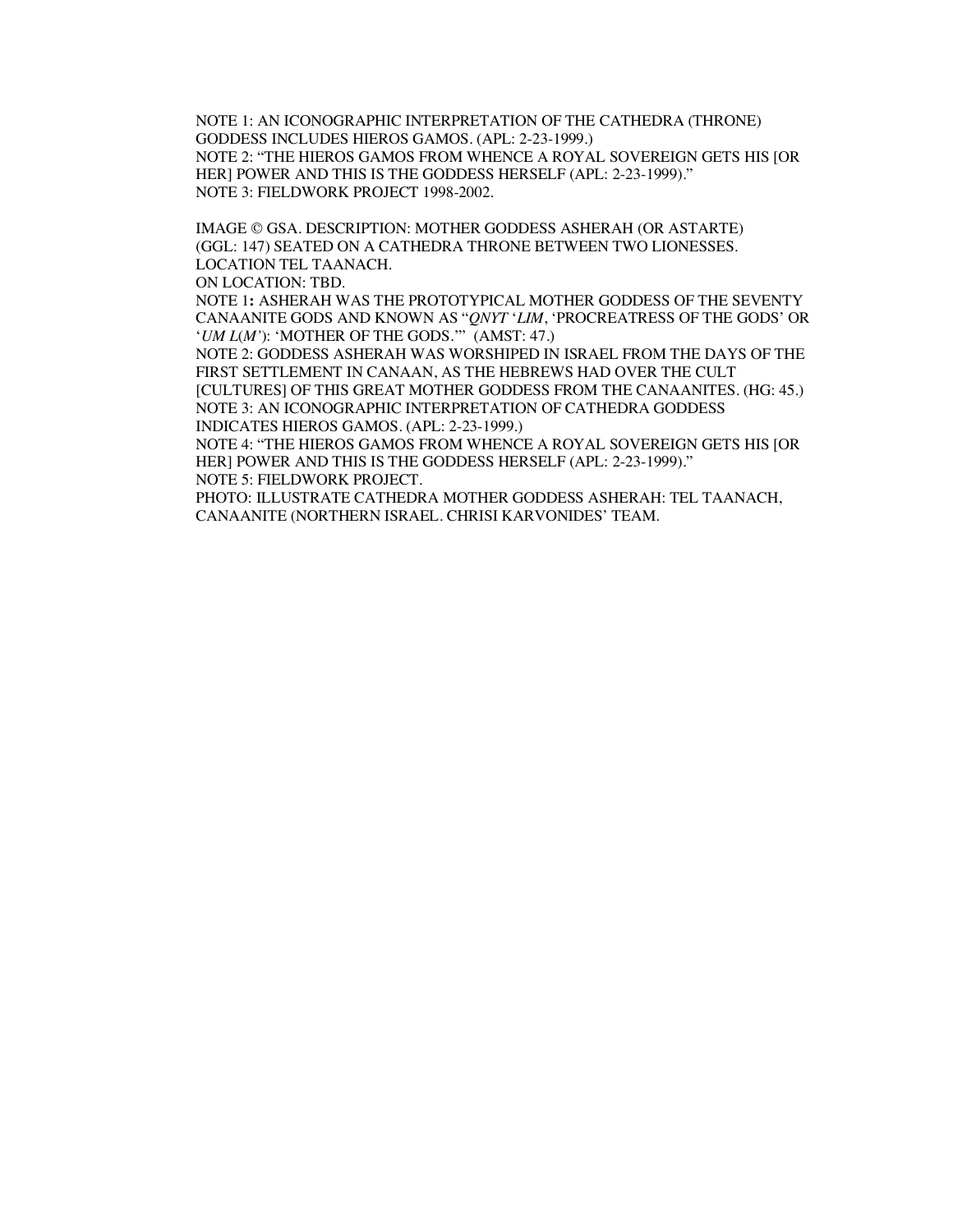NOTE 1: AN ICONOGRAPHIC INTERPRETATION OF THE CATHEDRA (THRONE) GODDESS INCLUDES HIEROS GAMOS. (APL: 2-23-1999.)
NOTE 2: "THE HIEROS GAMOS FROM WHENCE A ROYAL SOVEREIGN GETS HIS [OR HER] POWER AND THIS IS THE GODDESS HERSELF (APL: 2-23-1999)."
NOTE 3: FIELDWORK PROJECT 1998-2002.

IMAGE © GSA. DESCRIPTION: MOTHER GODDESS ASHERAH (OR ASTARTE) (GGL: 147) SEATED ON A CATHEDRA THRONE BETWEEN TWO LIONESSES. LOCATION TEL TAANACH.
ON LOCATION: TBD.
NOTE 1**:** ASHERAH WAS THE PROTOTYPICAL MOTHER GODDESS OF THE SEVENTY CANAANITE GODS AND KNOWN AS "*QNYT* '*LIM*, 'PROCREATRESS OF THE GODS' OR '*UM L*(*M'*): 'MOTHER OF THE GODS.'" (AMST: 47.)
NOTE 2: GODDESS ASHERAH WAS WORSHIPED IN ISRAEL FROM THE DAYS OF THE FIRST SETTLEMENT IN CANAAN, AS THE HEBREWS HAD OVER THE CULT [CULTURES] OF THIS GREAT MOTHER GODDESS FROM THE CANAANITES. (HG: 45.)
NOTE 3: AN ICONOGRAPHIC INTERPRETATION OF CATHEDRA GODDESS INDICATES HIEROS GAMOS. (APL: 2-23-1999.)
NOTE 4: "THE HIEROS GAMOS FROM WHENCE A ROYAL SOVEREIGN GETS HIS [OR HER] POWER AND THIS IS THE GODDESS HERSELF (APL: 2-23-1999)."
NOTE 5: FIELDWORK PROJECT.
PHOTO: ILLUSTRATE CATHEDRA MOTHER GODDESS ASHERAH: TEL TAANACH, CANAANITE (NORTHERN ISRAEL. CHRISI KARVONIDES' TEAM.